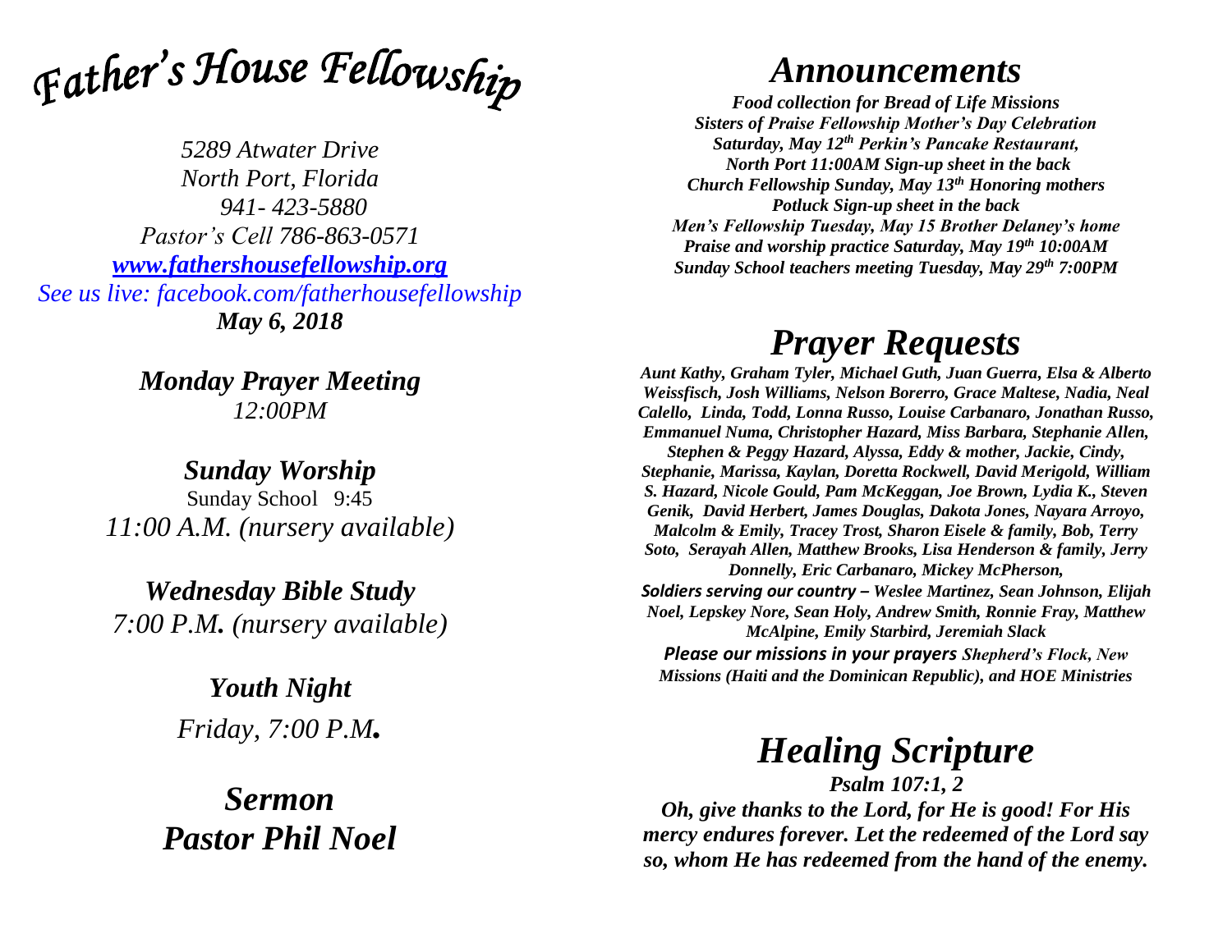# *Father's House Fellowship*

*5289 Atwater Drive*
*North Port, Florida*
*941- 423-5880*
*Pastor's Cell 786-863-0571*
*[www.fathershousefellowship.org](http://www.fathershousefellowship.org)*
*See us live: facebook.com/fatherhousefellowship*
***May 6, 2018***

***Monday Prayer Meeting***
*12:00PM*

***Sunday Worship***
Sunday School 9:45
*11:00 A.M. (nursery available)*

***Wednesday Bible Study***
*7:00 P.M. (nursery available)*

***Youth Night***
*Friday, 7:00 P.M.*

## *Sermon*
## *Pastor Phil Noel*

# *Announcements*

***Food collection for Bread of Life Missions***
***Sisters of Praise Fellowship Mother's Day Celebration***
***Saturday, May 12th Perkin's Pancake Restaurant,***
***North Port 11:00AM Sign-up sheet in the back***
***Church Fellowship Sunday, May 13th Honoring mothers***
***Potluck Sign-up sheet in the back***
***Men's Fellowship Tuesday, May 15 Brother Delaney's home***
***Praise and worship practice Saturday, May 19th 10:00AM***
***Sunday School teachers meeting Tuesday, May 29th 7:00PM***

# *Prayer Requests*

***Aunt Kathy, Graham Tyler, Michael Guth, Juan Guerra, Elsa & Alberto Weissfisch, Josh Williams, Nelson Borerro, Grace Maltese, Nadia, Neal Calello, Linda, Todd, Lonna Russo, Louise Carbanaro, Jonathan Russo, Emmanuel Numa, Christopher Hazard, Miss Barbara, Stephanie Allen, Stephen & Peggy Hazard, Alyssa, Eddy & mother, Jackie, Cindy, Stephanie, Marissa, Kaylan, Doretta Rockwell, David Merigold, William S. Hazard, Nicole Gould, Pam McKeggan, Joe Brown, Lydia K., Steven Genik, David Herbert, James Douglas, Dakota Jones, Nayara Arroyo, Malcolm & Emily, Tracey Trost, Sharon Eisele & family, Bob, Terry Soto, Serayah Allen, Matthew Brooks, Lisa Henderson & family, Jerry Donnelly, Eric Carbanaro, Mickey McPherson,***

***Soldiers serving our country – Weslee Martinez, Sean Johnson, Elijah Noel, Lepskey Nore, Sean Holy, Andrew Smith, Ronnie Fray, Matthew McAlpine, Emily Starbird, Jeremiah Slack***

***Please our missions in your prayers Shepherd's Flock, New Missions (Haiti and the Dominican Republic), and HOE Ministries***

# *Healing Scripture*

***Psalm 107:1, 2***

***Oh, give thanks to the Lord, for He is good! For His mercy endures forever. Let the redeemed of the Lord say so, whom He has redeemed from the hand of the enemy.***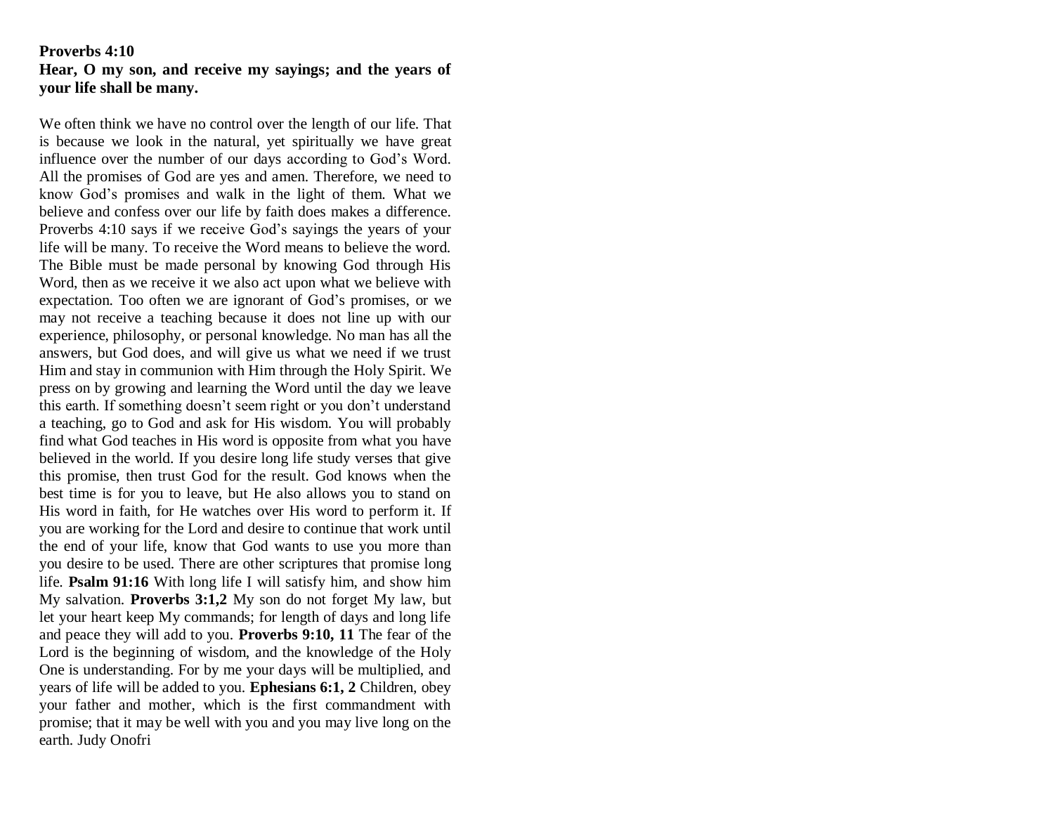**Proverbs 4:10**
**Hear, O my son, and receive my sayings; and the years of your life shall be many.**

We often think we have no control over the length of our life. That is because we look in the natural, yet spiritually we have great influence over the number of our days according to God's Word. All the promises of God are yes and amen. Therefore, we need to know God's promises and walk in the light of them. What we believe and confess over our life by faith does makes a difference. Proverbs 4:10 says if we receive God's sayings the years of your life will be many. To receive the Word means to believe the word. The Bible must be made personal by knowing God through His Word, then as we receive it we also act upon what we believe with expectation. Too often we are ignorant of God's promises, or we may not receive a teaching because it does not line up with our experience, philosophy, or personal knowledge. No man has all the answers, but God does, and will give us what we need if we trust Him and stay in communion with Him through the Holy Spirit. We press on by growing and learning the Word until the day we leave this earth. If something doesn't seem right or you don't understand a teaching, go to God and ask for His wisdom. You will probably find what God teaches in His word is opposite from what you have believed in the world. If you desire long life study verses that give this promise, then trust God for the result. God knows when the best time is for you to leave, but He also allows you to stand on His word in faith, for He watches over His word to perform it. If you are working for the Lord and desire to continue that work until the end of your life, know that God wants to use you more than you desire to be used. There are other scriptures that promise long life. **Psalm 91:16** With long life I will satisfy him, and show him My salvation. **Proverbs 3:1,2** My son do not forget My law, but let your heart keep My commands; for length of days and long life and peace they will add to you. **Proverbs 9:10, 11** The fear of the Lord is the beginning of wisdom, and the knowledge of the Holy One is understanding. For by me your days will be multiplied, and years of life will be added to you. **Ephesians 6:1, 2** Children, obey your father and mother, which is the first commandment with promise; that it may be well with you and you may live long on the earth. Judy Onofri